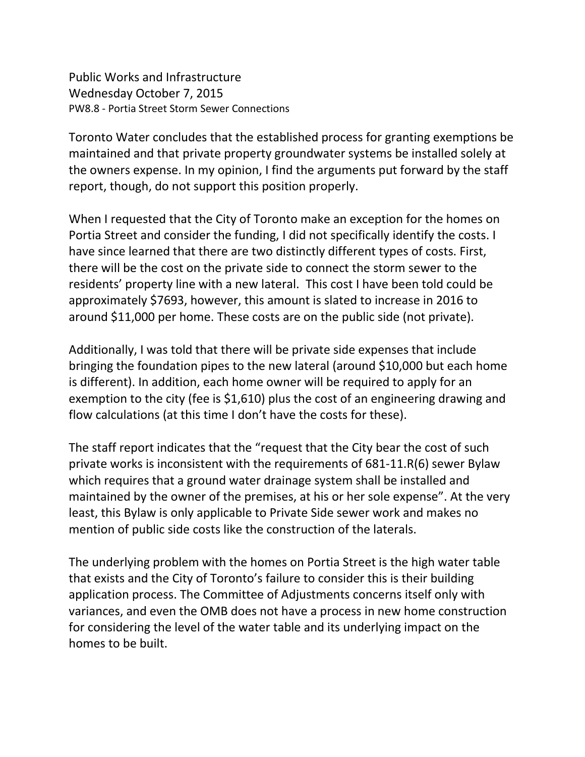Public Works and Infrastructure
Wednesday October 7, 2015
PW8.8 - Portia Street Storm Sewer Connections

Toronto Water concludes that the established process for granting exemptions be maintained and that private property groundwater systems be installed solely at the owners expense. In my opinion, I find the arguments put forward by the staff report, though, do not support this position properly.

When I requested that the City of Toronto make an exception for the homes on Portia Street and consider the funding, I did not specifically identify the costs. I have since learned that there are two distinctly different types of costs. First, there will be the cost on the private side to connect the storm sewer to the residents' property line with a new lateral. This cost I have been told could be approximately $7693, however, this amount is slated to increase in 2016 to around $11,000 per home. These costs are on the public side (not private).

Additionally, I was told that there will be private side expenses that include bringing the foundation pipes to the new lateral (around $10,000 but each home is different). In addition, each home owner will be required to apply for an exemption to the city (fee is $1,610) plus the cost of an engineering drawing and flow calculations (at this time I don't have the costs for these).

The staff report indicates that the "request that the City bear the cost of such private works is inconsistent with the requirements of 681-11.R(6) sewer Bylaw which requires that a ground water drainage system shall be installed and maintained by the owner of the premises, at his or her sole expense". At the very least, this Bylaw is only applicable to Private Side sewer work and makes no mention of public side costs like the construction of the laterals.

The underlying problem with the homes on Portia Street is the high water table that exists and the City of Toronto's failure to consider this is their building application process. The Committee of Adjustments concerns itself only with variances, and even the OMB does not have a process in new home construction for considering the level of the water table and its underlying impact on the homes to be built.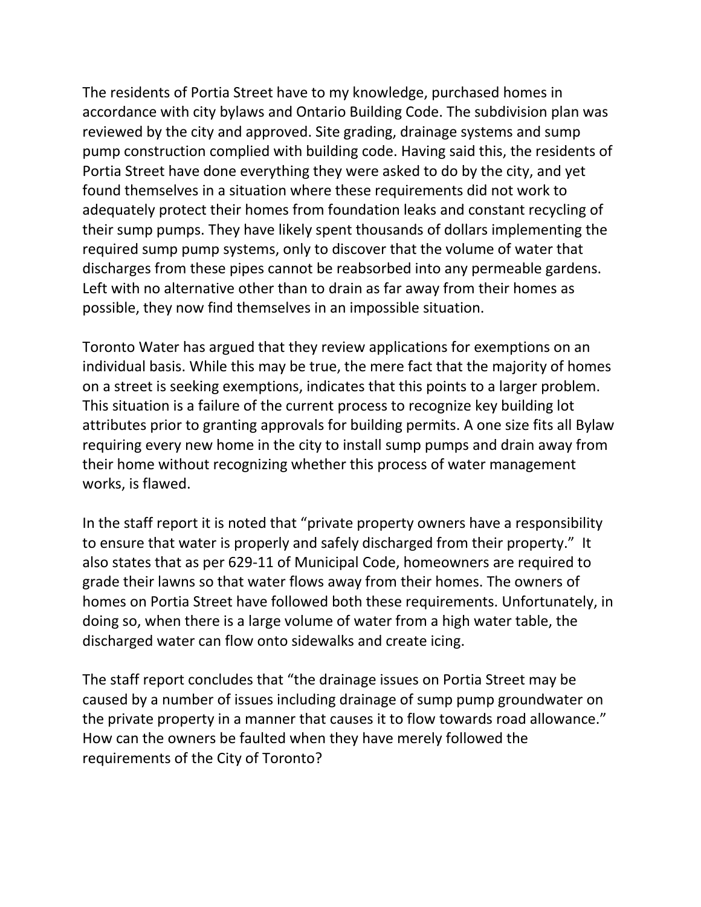The residents of Portia Street have to my knowledge, purchased homes in accordance with city bylaws and Ontario Building Code. The subdivision plan was reviewed by the city and approved. Site grading, drainage systems and sump pump construction complied with building code. Having said this, the residents of Portia Street have done everything they were asked to do by the city, and yet found themselves in a situation where these requirements did not work to adequately protect their homes from foundation leaks and constant recycling of their sump pumps. They have likely spent thousands of dollars implementing the required sump pump systems, only to discover that the volume of water that discharges from these pipes cannot be reabsorbed into any permeable gardens. Left with no alternative other than to drain as far away from their homes as possible, they now find themselves in an impossible situation.

Toronto Water has argued that they review applications for exemptions on an individual basis. While this may be true, the mere fact that the majority of homes on a street is seeking exemptions, indicates that this points to a larger problem. This situation is a failure of the current process to recognize key building lot attributes prior to granting approvals for building permits. A one size fits all Bylaw requiring every new home in the city to install sump pumps and drain away from their home without recognizing whether this process of water management works, is flawed.

In the staff report it is noted that "private property owners have a responsibility to ensure that water is properly and safely discharged from their property." It also states that as per 629-11 of Municipal Code, homeowners are required to grade their lawns so that water flows away from their homes. The owners of homes on Portia Street have followed both these requirements. Unfortunately, in doing so, when there is a large volume of water from a high water table, the discharged water can flow onto sidewalks and create icing.

The staff report concludes that "the drainage issues on Portia Street may be caused by a number of issues including drainage of sump pump groundwater on the private property in a manner that causes it to flow towards road allowance." How can the owners be faulted when they have merely followed the requirements of the City of Toronto?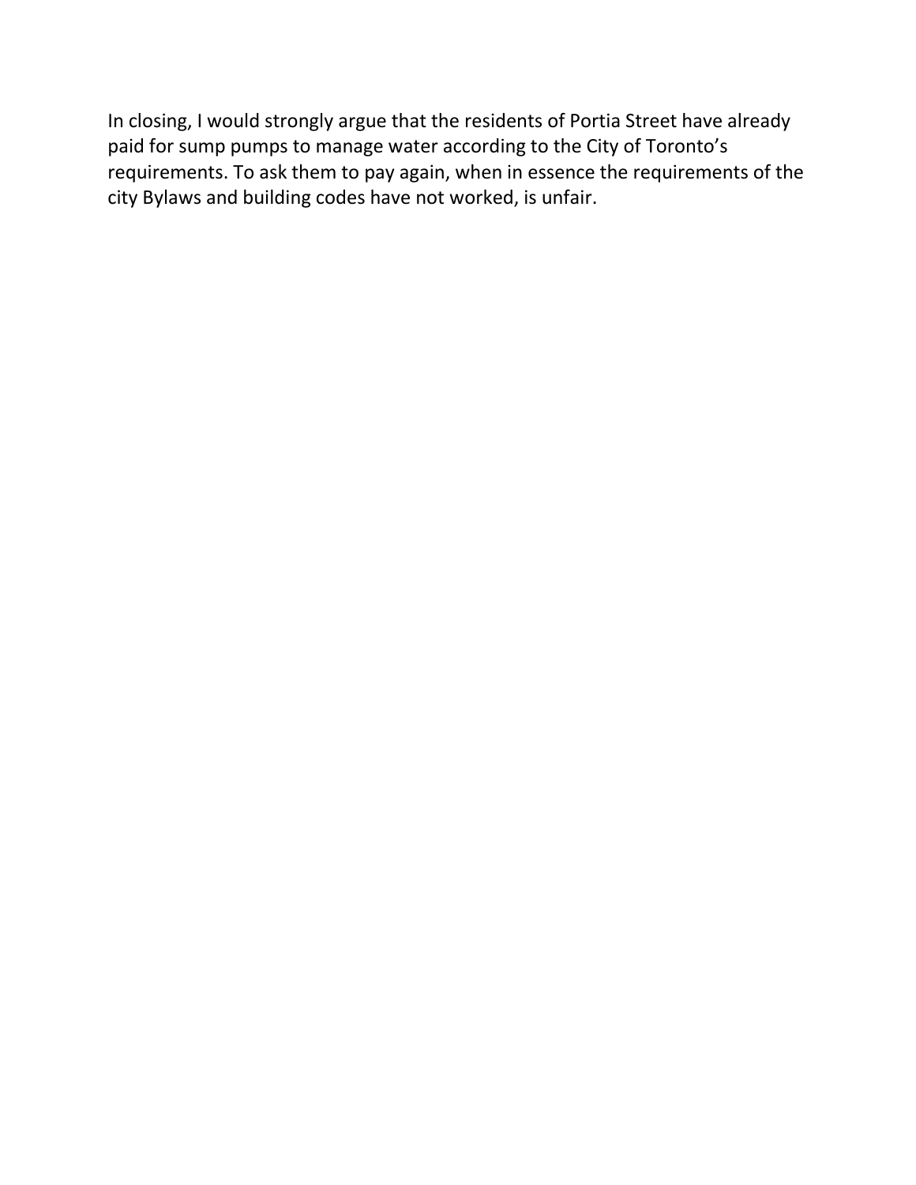In closing, I would strongly argue that the residents of Portia Street have already paid for sump pumps to manage water according to the City of Toronto's requirements. To ask them to pay again, when in essence the requirements of the city Bylaws and building codes have not worked, is unfair.